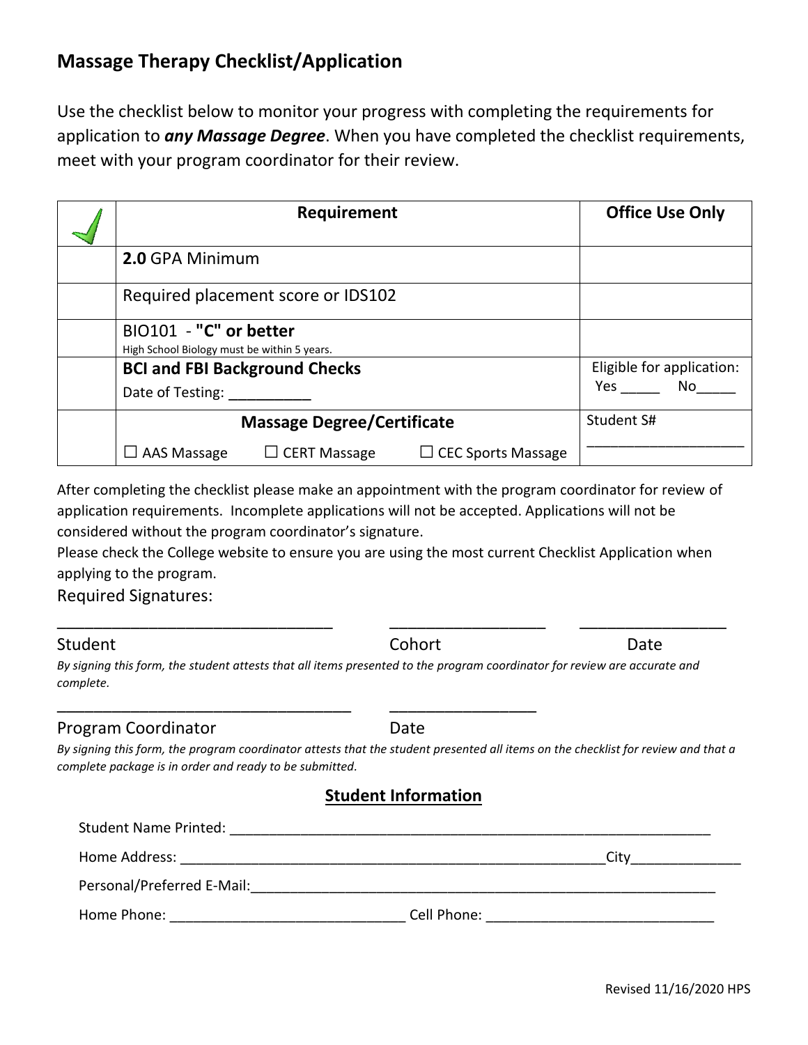# Massage Therapy Checklist/Application

Use the checklist below to monitor your progress with completing the requirements for application to ***any Massage Degree***. When you have completed the checklist requirements, meet with your program coordinator for their review.

| ✓ | Requirement | Office Use Only |
|---|---|---|
| | **2.0** GPA Minimum | |
| | Required placement score or IDS102 | |
| | BIO101 - **"C" or better**<br>High School Biology must be within 5 years. | |
| | **BCI and FBI Background Checks**<br>Date of Testing: __________ | Eligible for application:<br>Yes _____ No_____ |
| | **Massage Degree/Certificate**<br>☐ AAS Massage ☐ CERT Massage ☐ CEC Sports Massage | Student S#<br>____________________ |

After completing the checklist please make an appointment with the program coordinator for review of application requirements. Incomplete applications will not be accepted. Applications will not be considered without the program coordinator's signature.

Please check the College website to ensure you are using the most current Checklist Application when applying to the program.

Required Signatures:

________________________________ __________________ _________________

Student Cohort Date

*By signing this form, the student attests that all items presented to the program coordinator for review are accurate and complete.*

__________________________________ _________________

Program Coordinator Date

*By signing this form, the program coordinator attests that the student presented all items on the checklist for review and that a complete package is in order and ready to be submitted.*

## Student Information

Student Name Printed: _________________________________________________________________

Home Address: __________________________________________________________City______________

Personal/Preferred E-Mail:______________________________________________________________

Home Phone: ______________________________ Cell Phone: _____________________________

Revised 11/16/2020 HPS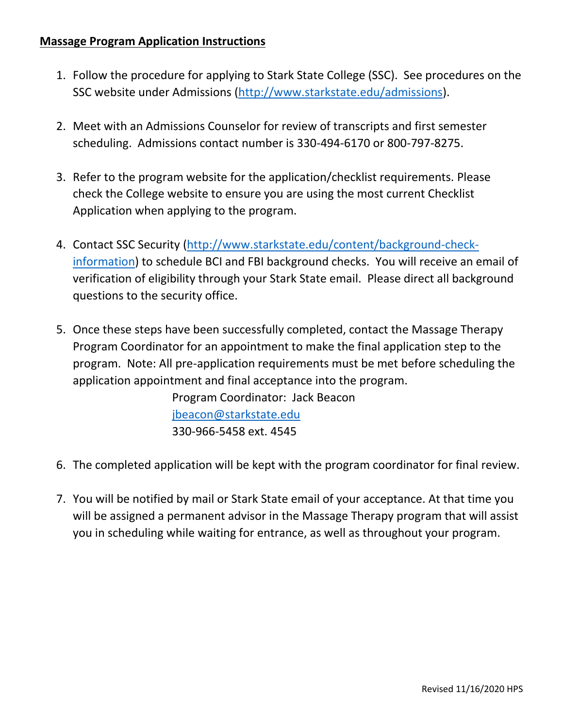**Massage Program Application Instructions**

1. Follow the procedure for applying to Stark State College (SSC). See procedures on the SSC website under Admissions (http://www.starkstate.edu/admissions).

2. Meet with an Admissions Counselor for review of transcripts and first semester scheduling. Admissions contact number is 330-494-6170 or 800-797-8275.

3. Refer to the program website for the application/checklist requirements. Please check the College website to ensure you are using the most current Checklist Application when applying to the program.

4. Contact SSC Security (http://www.starkstate.edu/content/background-check-information) to schedule BCI and FBI background checks. You will receive an email of verification of eligibility through your Stark State email. Please direct all background questions to the security office.

5. Once these steps have been successfully completed, contact the Massage Therapy Program Coordinator for an appointment to make the final application step to the program. Note: All pre-application requirements must be met before scheduling the application appointment and final acceptance into the program.

   Program Coordinator: Jack Beacon
   jbeacon@starkstate.edu
   330-966-5458 ext. 4545

6. The completed application will be kept with the program coordinator for final review.

7. You will be notified by mail or Stark State email of your acceptance. At that time you will be assigned a permanent advisor in the Massage Therapy program that will assist you in scheduling while waiting for entrance, as well as throughout your program.

Revised 11/16/2020 HPS